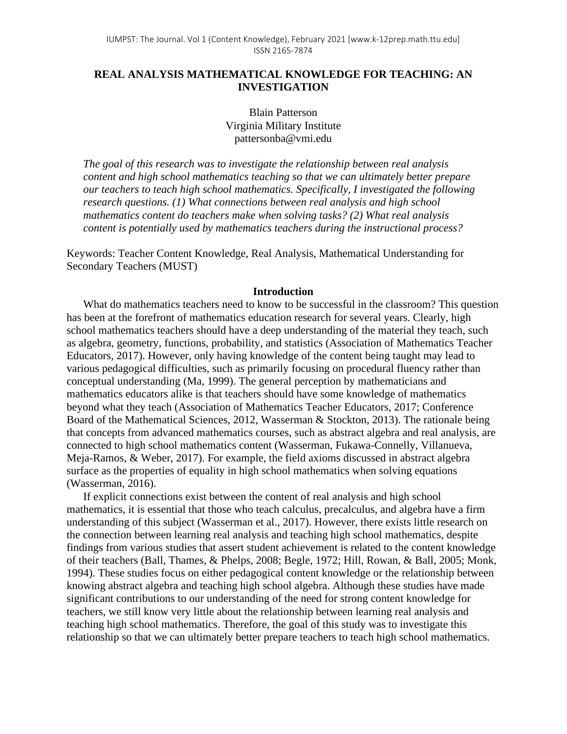# REAL ANALYSIS MATHEMATICAL KNOWLEDGE FOR TEACHING: AN INVESTIGATION

Blain Patterson
Virginia Military Institute
pattersonba@vmi.edu

*The goal of this research was to investigate the relationship between real analysis content and high school mathematics teaching so that we can ultimately better prepare our teachers to teach high school mathematics. Specifically, I investigated the following research questions. (1) What connections between real analysis and high school mathematics content do teachers make when solving tasks? (2) What real analysis content is potentially used by mathematics teachers during the instructional process?*

Keywords: Teacher Content Knowledge, Real Analysis, Mathematical Understanding for Secondary Teachers (MUST)

## Introduction

What do mathematics teachers need to know to be successful in the classroom? This question has been at the forefront of mathematics education research for several years. Clearly, high school mathematics teachers should have a deep understanding of the material they teach, such as algebra, geometry, functions, probability, and statistics (Association of Mathematics Teacher Educators, 2017). However, only having knowledge of the content being taught may lead to various pedagogical difficulties, such as primarily focusing on procedural fluency rather than conceptual understanding (Ma, 1999). The general perception by mathematicians and mathematics educators alike is that teachers should have some knowledge of mathematics beyond what they teach (Association of Mathematics Teacher Educators, 2017; Conference Board of the Mathematical Sciences, 2012, Wasserman & Stockton, 2013). The rationale being that concepts from advanced mathematics courses, such as abstract algebra and real analysis, are connected to high school mathematics content (Wasserman, Fukawa-Connelly, Villanueva, Meja-Ramos, & Weber, 2017). For example, the field axioms discussed in abstract algebra surface as the properties of equality in high school mathematics when solving equations (Wasserman, 2016).

If explicit connections exist between the content of real analysis and high school mathematics, it is essential that those who teach calculus, precalculus, and algebra have a firm understanding of this subject (Wasserman et al., 2017). However, there exists little research on the connection between learning real analysis and teaching high school mathematics, despite findings from various studies that assert student achievement is related to the content knowledge of their teachers (Ball, Thames, & Phelps, 2008; Begle, 1972; Hill, Rowan, & Ball, 2005; Monk, 1994). These studies focus on either pedagogical content knowledge or the relationship between knowing abstract algebra and teaching high school algebra. Although these studies have made significant contributions to our understanding of the need for strong content knowledge for teachers, we still know very little about the relationship between learning real analysis and teaching high school mathematics. Therefore, the goal of this study was to investigate this relationship so that we can ultimately better prepare teachers to teach high school mathematics.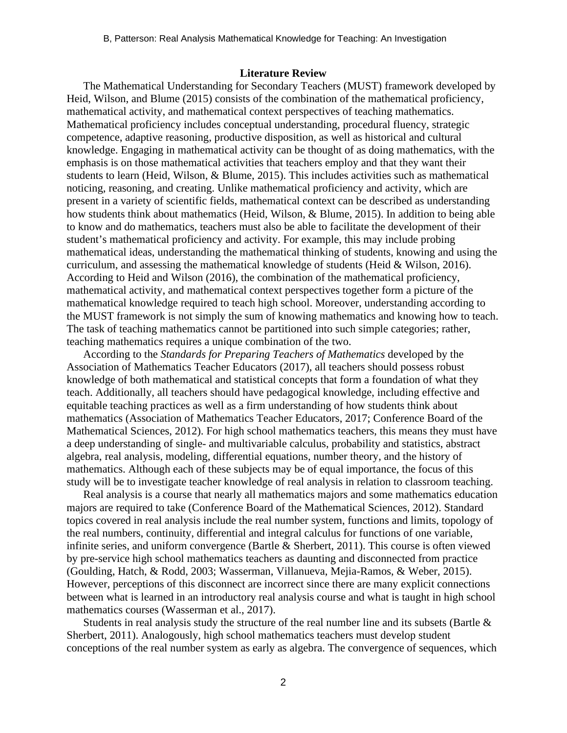## Literature Review

The Mathematical Understanding for Secondary Teachers (MUST) framework developed by Heid, Wilson, and Blume (2015) consists of the combination of the mathematical proficiency, mathematical activity, and mathematical context perspectives of teaching mathematics. Mathematical proficiency includes conceptual understanding, procedural fluency, strategic competence, adaptive reasoning, productive disposition, as well as historical and cultural knowledge. Engaging in mathematical activity can be thought of as doing mathematics, with the emphasis is on those mathematical activities that teachers employ and that they want their students to learn (Heid, Wilson, & Blume, 2015). This includes activities such as mathematical noticing, reasoning, and creating. Unlike mathematical proficiency and activity, which are present in a variety of scientific fields, mathematical context can be described as understanding how students think about mathematics (Heid, Wilson, & Blume, 2015). In addition to being able to know and do mathematics, teachers must also be able to facilitate the development of their student's mathematical proficiency and activity. For example, this may include probing mathematical ideas, understanding the mathematical thinking of students, knowing and using the curriculum, and assessing the mathematical knowledge of students (Heid & Wilson, 2016). According to Heid and Wilson (2016), the combination of the mathematical proficiency, mathematical activity, and mathematical context perspectives together form a picture of the mathematical knowledge required to teach high school. Moreover, understanding according to the MUST framework is not simply the sum of knowing mathematics and knowing how to teach. The task of teaching mathematics cannot be partitioned into such simple categories; rather, teaching mathematics requires a unique combination of the two.

According to the *Standards for Preparing Teachers of Mathematics* developed by the Association of Mathematics Teacher Educators (2017), all teachers should possess robust knowledge of both mathematical and statistical concepts that form a foundation of what they teach. Additionally, all teachers should have pedagogical knowledge, including effective and equitable teaching practices as well as a firm understanding of how students think about mathematics (Association of Mathematics Teacher Educators, 2017; Conference Board of the Mathematical Sciences, 2012). For high school mathematics teachers, this means they must have a deep understanding of single- and multivariable calculus, probability and statistics, abstract algebra, real analysis, modeling, differential equations, number theory, and the history of mathematics. Although each of these subjects may be of equal importance, the focus of this study will be to investigate teacher knowledge of real analysis in relation to classroom teaching.

Real analysis is a course that nearly all mathematics majors and some mathematics education majors are required to take (Conference Board of the Mathematical Sciences, 2012). Standard topics covered in real analysis include the real number system, functions and limits, topology of the real numbers, continuity, differential and integral calculus for functions of one variable, infinite series, and uniform convergence (Bartle & Sherbert, 2011). This course is often viewed by pre-service high school mathematics teachers as daunting and disconnected from practice (Goulding, Hatch, & Rodd, 2003; Wasserman, Villanueva, Mejia-Ramos, & Weber, 2015). However, perceptions of this disconnect are incorrect since there are many explicit connections between what is learned in an introductory real analysis course and what is taught in high school mathematics courses (Wasserman et al., 2017).

Students in real analysis study the structure of the real number line and its subsets (Bartle & Sherbert, 2011). Analogously, high school mathematics teachers must develop student conceptions of the real number system as early as algebra. The convergence of sequences, which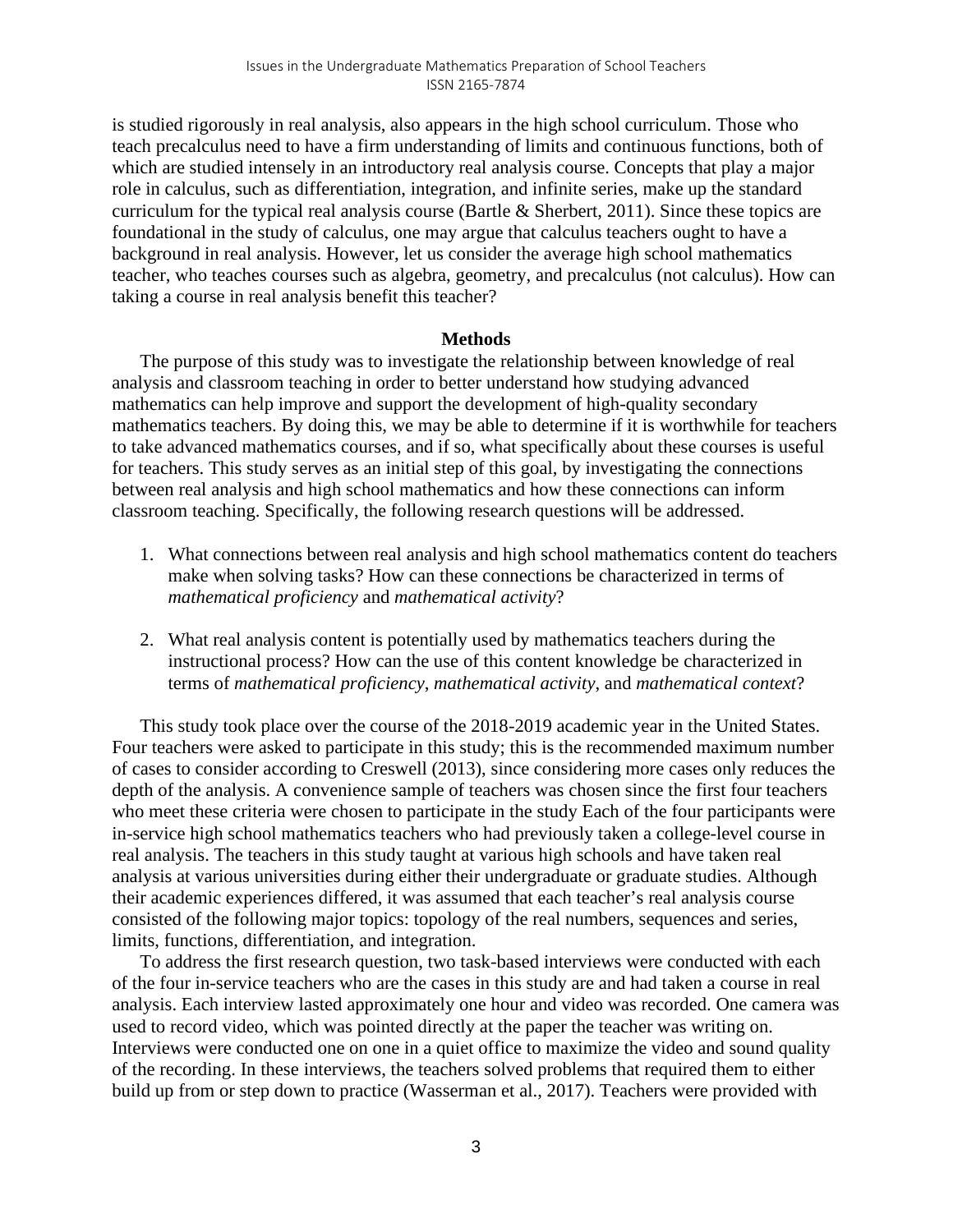is studied rigorously in real analysis, also appears in the high school curriculum. Those who teach precalculus need to have a firm understanding of limits and continuous functions, both of which are studied intensely in an introductory real analysis course. Concepts that play a major role in calculus, such as differentiation, integration, and infinite series, make up the standard curriculum for the typical real analysis course (Bartle & Sherbert, 2011). Since these topics are foundational in the study of calculus, one may argue that calculus teachers ought to have a background in real analysis. However, let us consider the average high school mathematics teacher, who teaches courses such as algebra, geometry, and precalculus (not calculus). How can taking a course in real analysis benefit this teacher?

## Methods

The purpose of this study was to investigate the relationship between knowledge of real analysis and classroom teaching in order to better understand how studying advanced mathematics can help improve and support the development of high-quality secondary mathematics teachers. By doing this, we may be able to determine if it is worthwhile for teachers to take advanced mathematics courses, and if so, what specifically about these courses is useful for teachers. This study serves as an initial step of this goal, by investigating the connections between real analysis and high school mathematics and how these connections can inform classroom teaching. Specifically, the following research questions will be addressed.

1. What connections between real analysis and high school mathematics content do teachers make when solving tasks? How can these connections be characterized in terms of *mathematical proficiency* and *mathematical activity*?

2. What real analysis content is potentially used by mathematics teachers during the instructional process? How can the use of this content knowledge be characterized in terms of *mathematical proficiency*, *mathematical activity*, and *mathematical context*?

This study took place over the course of the 2018-2019 academic year in the United States. Four teachers were asked to participate in this study; this is the recommended maximum number of cases to consider according to Creswell (2013), since considering more cases only reduces the depth of the analysis. A convenience sample of teachers was chosen since the first four teachers who meet these criteria were chosen to participate in the study Each of the four participants were in-service high school mathematics teachers who had previously taken a college-level course in real analysis. The teachers in this study taught at various high schools and have taken real analysis at various universities during either their undergraduate or graduate studies. Although their academic experiences differed, it was assumed that each teacher's real analysis course consisted of the following major topics: topology of the real numbers, sequences and series, limits, functions, differentiation, and integration.

To address the first research question, two task-based interviews were conducted with each of the four in-service teachers who are the cases in this study are and had taken a course in real analysis. Each interview lasted approximately one hour and video was recorded. One camera was used to record video, which was pointed directly at the paper the teacher was writing on. Interviews were conducted one on one in a quiet office to maximize the video and sound quality of the recording. In these interviews, the teachers solved problems that required them to either build up from or step down to practice (Wasserman et al., 2017). Teachers were provided with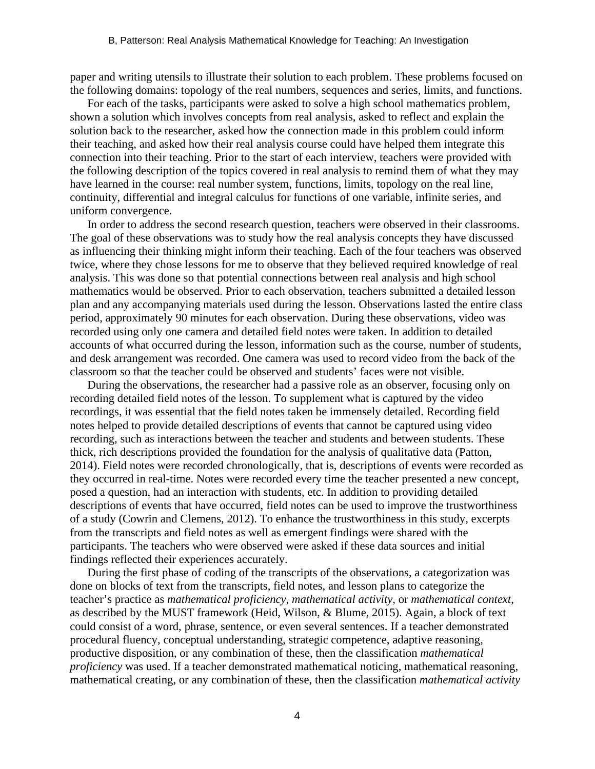paper and writing utensils to illustrate their solution to each problem. These problems focused on the following domains: topology of the real numbers, sequences and series, limits, and functions.

For each of the tasks, participants were asked to solve a high school mathematics problem, shown a solution which involves concepts from real analysis, asked to reflect and explain the solution back to the researcher, asked how the connection made in this problem could inform their teaching, and asked how their real analysis course could have helped them integrate this connection into their teaching. Prior to the start of each interview, teachers were provided with the following description of the topics covered in real analysis to remind them of what they may have learned in the course: real number system, functions, limits, topology on the real line, continuity, differential and integral calculus for functions of one variable, infinite series, and uniform convergence.

In order to address the second research question, teachers were observed in their classrooms. The goal of these observations was to study how the real analysis concepts they have discussed as influencing their thinking might inform their teaching. Each of the four teachers was observed twice, where they chose lessons for me to observe that they believed required knowledge of real analysis. This was done so that potential connections between real analysis and high school mathematics would be observed. Prior to each observation, teachers submitted a detailed lesson plan and any accompanying materials used during the lesson. Observations lasted the entire class period, approximately 90 minutes for each observation. During these observations, video was recorded using only one camera and detailed field notes were taken. In addition to detailed accounts of what occurred during the lesson, information such as the course, number of students, and desk arrangement was recorded. One camera was used to record video from the back of the classroom so that the teacher could be observed and students' faces were not visible.

During the observations, the researcher had a passive role as an observer, focusing only on recording detailed field notes of the lesson. To supplement what is captured by the video recordings, it was essential that the field notes taken be immensely detailed. Recording field notes helped to provide detailed descriptions of events that cannot be captured using video recording, such as interactions between the teacher and students and between students. These thick, rich descriptions provided the foundation for the analysis of qualitative data (Patton, 2014). Field notes were recorded chronologically, that is, descriptions of events were recorded as they occurred in real-time. Notes were recorded every time the teacher presented a new concept, posed a question, had an interaction with students, etc. In addition to providing detailed descriptions of events that have occurred, field notes can be used to improve the trustworthiness of a study (Cowrin and Clemens, 2012). To enhance the trustworthiness in this study, excerpts from the transcripts and field notes as well as emergent findings were shared with the participants. The teachers who were observed were asked if these data sources and initial findings reflected their experiences accurately.

During the first phase of coding of the transcripts of the observations, a categorization was done on blocks of text from the transcripts, field notes, and lesson plans to categorize the teacher's practice as *mathematical proficiency*, *mathematical activity*, or *mathematical context*, as described by the MUST framework (Heid, Wilson, & Blume, 2015). Again, a block of text could consist of a word, phrase, sentence, or even several sentences. If a teacher demonstrated procedural fluency, conceptual understanding, strategic competence, adaptive reasoning, productive disposition, or any combination of these, then the classification *mathematical proficiency* was used. If a teacher demonstrated mathematical noticing, mathematical reasoning, mathematical creating, or any combination of these, then the classification *mathematical activity*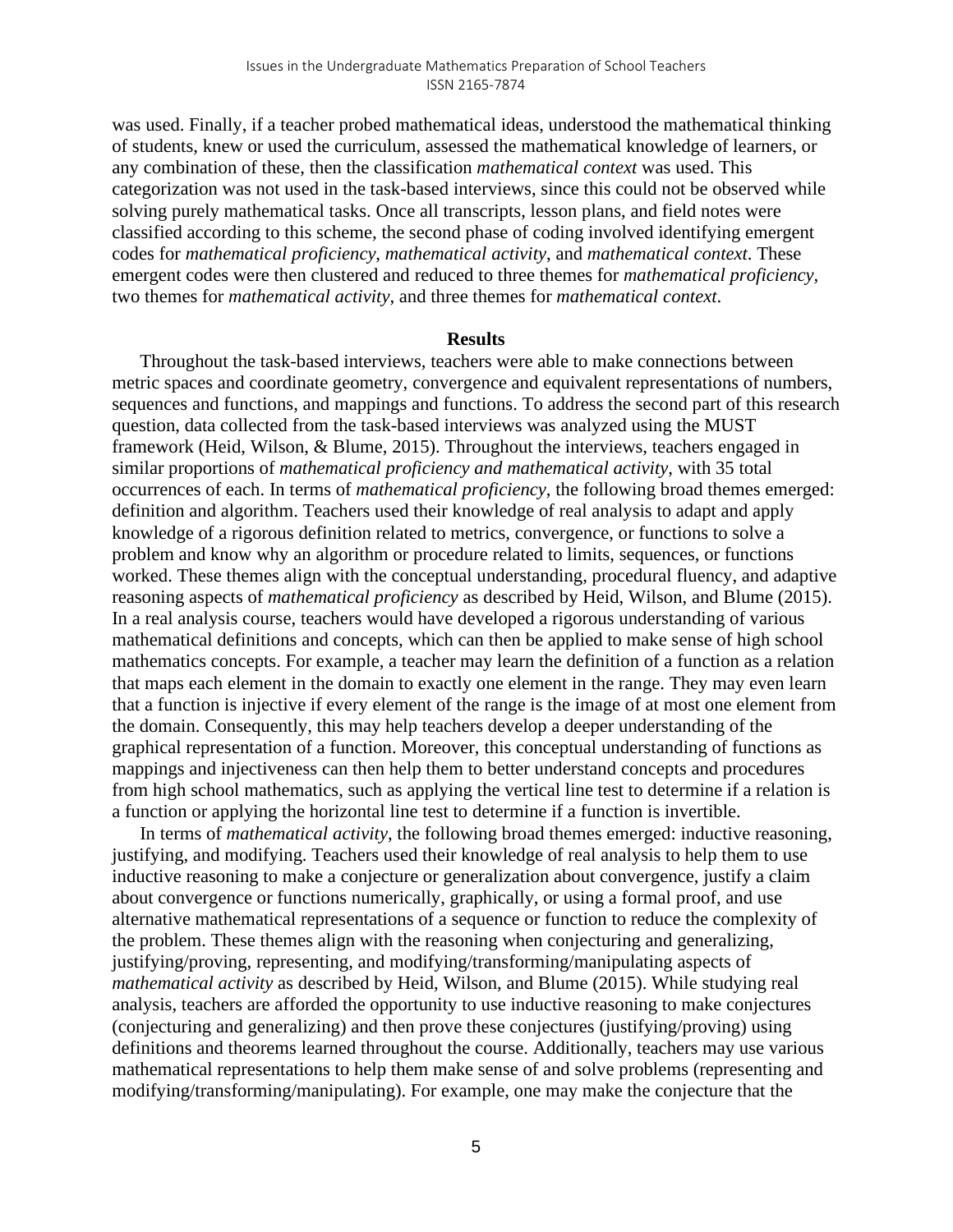was used. Finally, if a teacher probed mathematical ideas, understood the mathematical thinking of students, knew or used the curriculum, assessed the mathematical knowledge of learners, or any combination of these, then the classification *mathematical context* was used. This categorization was not used in the task-based interviews, since this could not be observed while solving purely mathematical tasks. Once all transcripts, lesson plans, and field notes were classified according to this scheme, the second phase of coding involved identifying emergent codes for *mathematical proficiency*, *mathematical activity*, and *mathematical context*. These emergent codes were then clustered and reduced to three themes for *mathematical proficiency*, two themes for *mathematical activity*, and three themes for *mathematical context*.

## Results

Throughout the task-based interviews, teachers were able to make connections between metric spaces and coordinate geometry, convergence and equivalent representations of numbers, sequences and functions, and mappings and functions. To address the second part of this research question, data collected from the task-based interviews was analyzed using the MUST framework (Heid, Wilson, & Blume, 2015). Throughout the interviews, teachers engaged in similar proportions of *mathematical proficiency and mathematical activity*, with 35 total occurrences of each. In terms of *mathematical proficiency*, the following broad themes emerged: definition and algorithm. Teachers used their knowledge of real analysis to adapt and apply knowledge of a rigorous definition related to metrics, convergence, or functions to solve a problem and know why an algorithm or procedure related to limits, sequences, or functions worked. These themes align with the conceptual understanding, procedural fluency, and adaptive reasoning aspects of *mathematical proficiency* as described by Heid, Wilson, and Blume (2015). In a real analysis course, teachers would have developed a rigorous understanding of various mathematical definitions and concepts, which can then be applied to make sense of high school mathematics concepts. For example, a teacher may learn the definition of a function as a relation that maps each element in the domain to exactly one element in the range. They may even learn that a function is injective if every element of the range is the image of at most one element from the domain. Consequently, this may help teachers develop a deeper understanding of the graphical representation of a function. Moreover, this conceptual understanding of functions as mappings and injectiveness can then help them to better understand concepts and procedures from high school mathematics, such as applying the vertical line test to determine if a relation is a function or applying the horizontal line test to determine if a function is invertible.

In terms of *mathematical activity*, the following broad themes emerged: inductive reasoning, justifying, and modifying. Teachers used their knowledge of real analysis to help them to use inductive reasoning to make a conjecture or generalization about convergence, justify a claim about convergence or functions numerically, graphically, or using a formal proof, and use alternative mathematical representations of a sequence or function to reduce the complexity of the problem. These themes align with the reasoning when conjecturing and generalizing, justifying/proving, representing, and modifying/transforming/manipulating aspects of *mathematical activity* as described by Heid, Wilson, and Blume (2015). While studying real analysis, teachers are afforded the opportunity to use inductive reasoning to make conjectures (conjecturing and generalizing) and then prove these conjectures (justifying/proving) using definitions and theorems learned throughout the course. Additionally, teachers may use various mathematical representations to help them make sense of and solve problems (representing and modifying/transforming/manipulating). For example, one may make the conjecture that the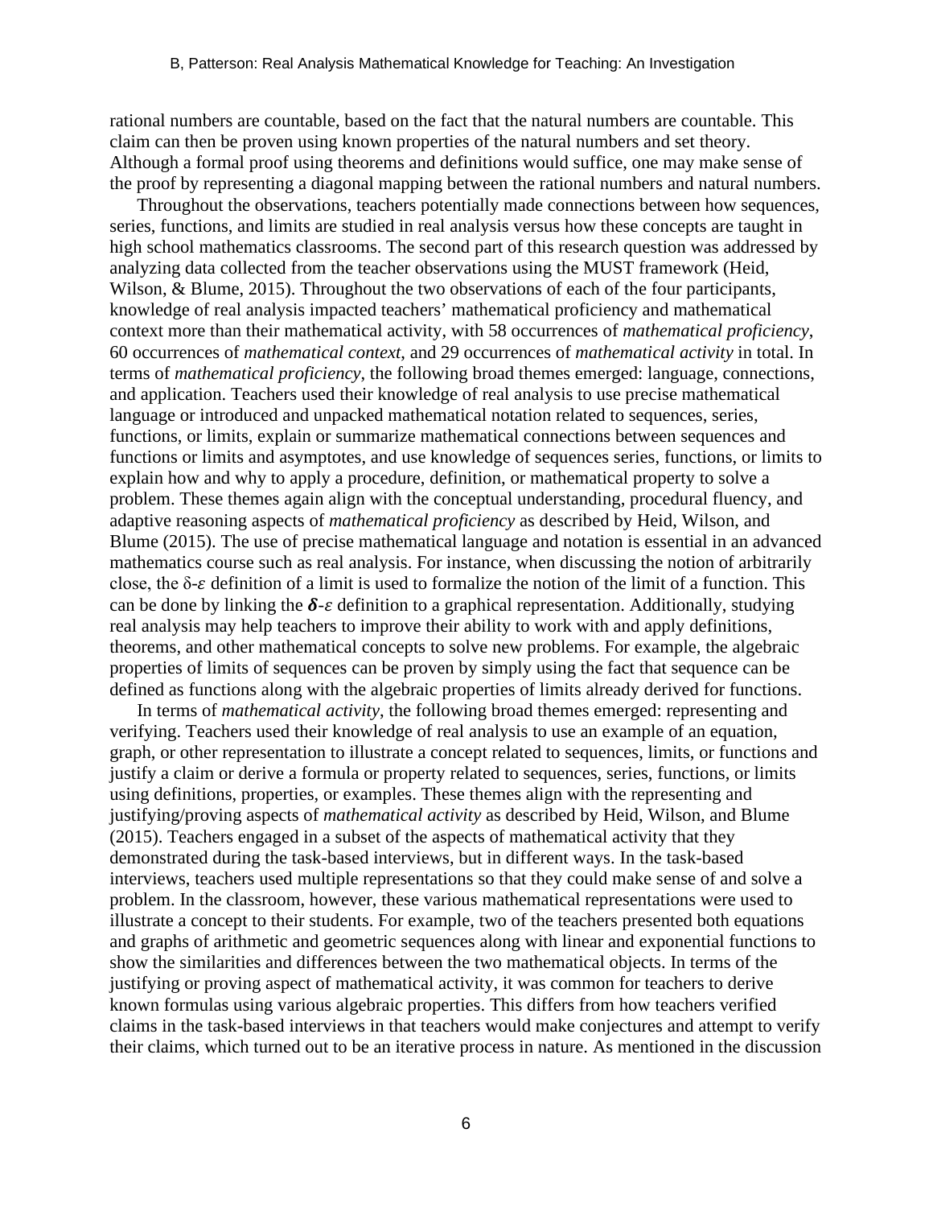rational numbers are countable, based on the fact that the natural numbers are countable. This claim can then be proven using known properties of the natural numbers and set theory. Although a formal proof using theorems and definitions would suffice, one may make sense of the proof by representing a diagonal mapping between the rational numbers and natural numbers.

Throughout the observations, teachers potentially made connections between how sequences, series, functions, and limits are studied in real analysis versus how these concepts are taught in high school mathematics classrooms. The second part of this research question was addressed by analyzing data collected from the teacher observations using the MUST framework (Heid, Wilson, & Blume, 2015). Throughout the two observations of each of the four participants, knowledge of real analysis impacted teachers' mathematical proficiency and mathematical context more than their mathematical activity, with 58 occurrences of *mathematical proficiency*, 60 occurrences of *mathematical context*, and 29 occurrences of *mathematical activity* in total. In terms of *mathematical proficiency*, the following broad themes emerged: language, connections, and application. Teachers used their knowledge of real analysis to use precise mathematical language or introduced and unpacked mathematical notation related to sequences, series, functions, or limits, explain or summarize mathematical connections between sequences and functions or limits and asymptotes, and use knowledge of sequences series, functions, or limits to explain how and why to apply a procedure, definition, or mathematical property to solve a problem. These themes again align with the conceptual understanding, procedural fluency, and adaptive reasoning aspects of *mathematical proficiency* as described by Heid, Wilson, and Blume (2015). The use of precise mathematical language and notation is essential in an advanced mathematics course such as real analysis. For instance, when discussing the notion of arbitrarily close, the $\delta$-$\varepsilon$ definition of a limit is used to formalize the notion of the limit of a function. This can be done by linking the $\boldsymbol{\delta}$-$\varepsilon$ definition to a graphical representation. Additionally, studying real analysis may help teachers to improve their ability to work with and apply definitions, theorems, and other mathematical concepts to solve new problems. For example, the algebraic properties of limits of sequences can be proven by simply using the fact that sequence can be defined as functions along with the algebraic properties of limits already derived for functions.

In terms of *mathematical activity*, the following broad themes emerged: representing and verifying. Teachers used their knowledge of real analysis to use an example of an equation, graph, or other representation to illustrate a concept related to sequences, limits, or functions and justify a claim or derive a formula or property related to sequences, series, functions, or limits using definitions, properties, or examples. These themes align with the representing and justifying/proving aspects of *mathematical activity* as described by Heid, Wilson, and Blume (2015). Teachers engaged in a subset of the aspects of mathematical activity that they demonstrated during the task-based interviews, but in different ways. In the task-based interviews, teachers used multiple representations so that they could make sense of and solve a problem. In the classroom, however, these various mathematical representations were used to illustrate a concept to their students. For example, two of the teachers presented both equations and graphs of arithmetic and geometric sequences along with linear and exponential functions to show the similarities and differences between the two mathematical objects. In terms of the justifying or proving aspect of mathematical activity, it was common for teachers to derive known formulas using various algebraic properties. This differs from how teachers verified claims in the task-based interviews in that teachers would make conjectures and attempt to verify their claims, which turned out to be an iterative process in nature. As mentioned in the discussion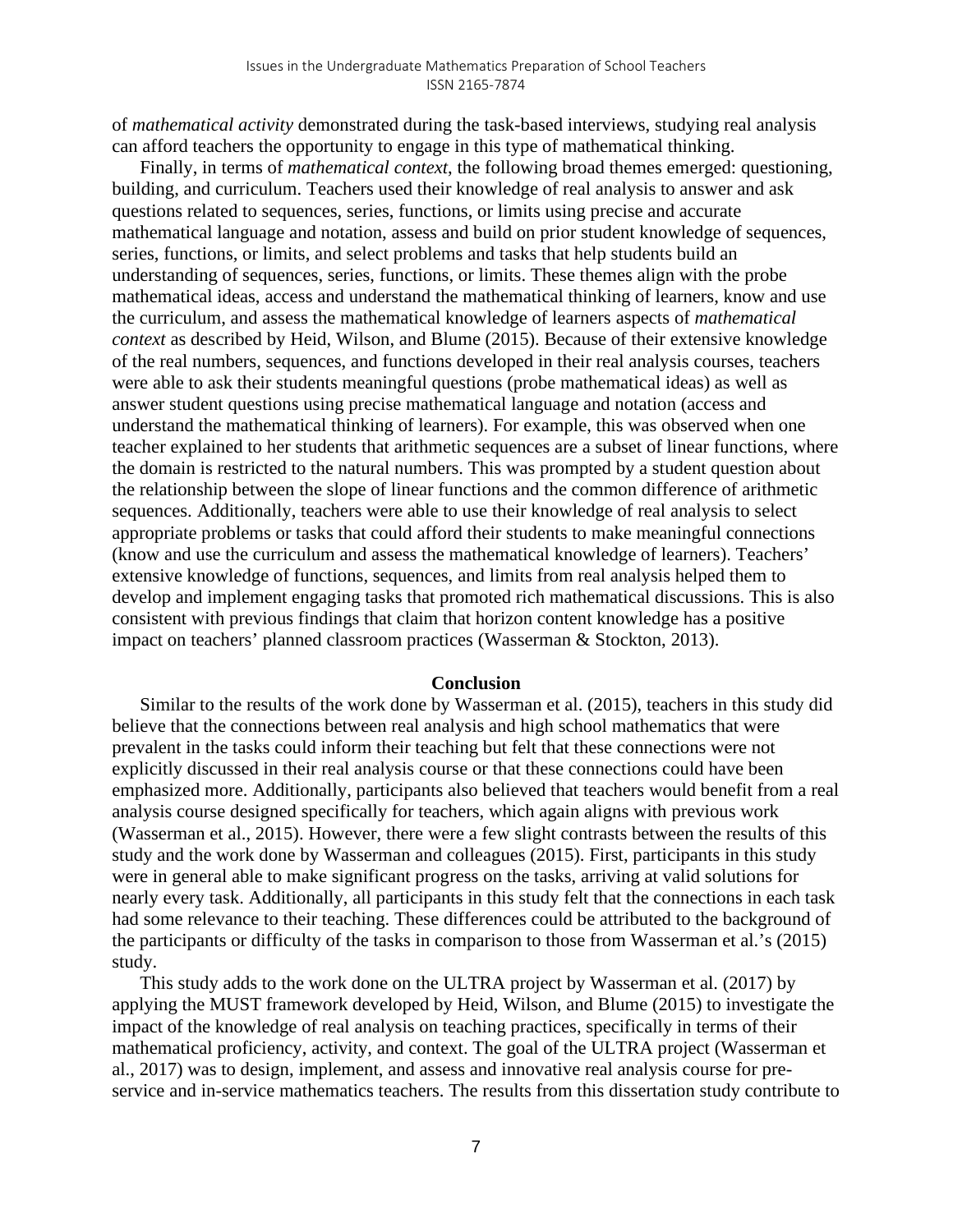of *mathematical activity* demonstrated during the task-based interviews, studying real analysis can afford teachers the opportunity to engage in this type of mathematical thinking.

Finally, in terms of *mathematical context*, the following broad themes emerged: questioning, building, and curriculum. Teachers used their knowledge of real analysis to answer and ask questions related to sequences, series, functions, or limits using precise and accurate mathematical language and notation, assess and build on prior student knowledge of sequences, series, functions, or limits, and select problems and tasks that help students build an understanding of sequences, series, functions, or limits. These themes align with the probe mathematical ideas, access and understand the mathematical thinking of learners, know and use the curriculum, and assess the mathematical knowledge of learners aspects of *mathematical context* as described by Heid, Wilson, and Blume (2015). Because of their extensive knowledge of the real numbers, sequences, and functions developed in their real analysis courses, teachers were able to ask their students meaningful questions (probe mathematical ideas) as well as answer student questions using precise mathematical language and notation (access and understand the mathematical thinking of learners). For example, this was observed when one teacher explained to her students that arithmetic sequences are a subset of linear functions, where the domain is restricted to the natural numbers. This was prompted by a student question about the relationship between the slope of linear functions and the common difference of arithmetic sequences. Additionally, teachers were able to use their knowledge of real analysis to select appropriate problems or tasks that could afford their students to make meaningful connections (know and use the curriculum and assess the mathematical knowledge of learners). Teachers' extensive knowledge of functions, sequences, and limits from real analysis helped them to develop and implement engaging tasks that promoted rich mathematical discussions. This is also consistent with previous findings that claim that horizon content knowledge has a positive impact on teachers' planned classroom practices (Wasserman & Stockton, 2013).

## Conclusion

Similar to the results of the work done by Wasserman et al. (2015), teachers in this study did believe that the connections between real analysis and high school mathematics that were prevalent in the tasks could inform their teaching but felt that these connections were not explicitly discussed in their real analysis course or that these connections could have been emphasized more. Additionally, participants also believed that teachers would benefit from a real analysis course designed specifically for teachers, which again aligns with previous work (Wasserman et al., 2015). However, there were a few slight contrasts between the results of this study and the work done by Wasserman and colleagues (2015). First, participants in this study were in general able to make significant progress on the tasks, arriving at valid solutions for nearly every task. Additionally, all participants in this study felt that the connections in each task had some relevance to their teaching. These differences could be attributed to the background of the participants or difficulty of the tasks in comparison to those from Wasserman et al.'s (2015) study.

This study adds to the work done on the ULTRA project by Wasserman et al. (2017) by applying the MUST framework developed by Heid, Wilson, and Blume (2015) to investigate the impact of the knowledge of real analysis on teaching practices, specifically in terms of their mathematical proficiency, activity, and context. The goal of the ULTRA project (Wasserman et al., 2017) was to design, implement, and assess and innovative real analysis course for pre-service and in-service mathematics teachers. The results from this dissertation study contribute to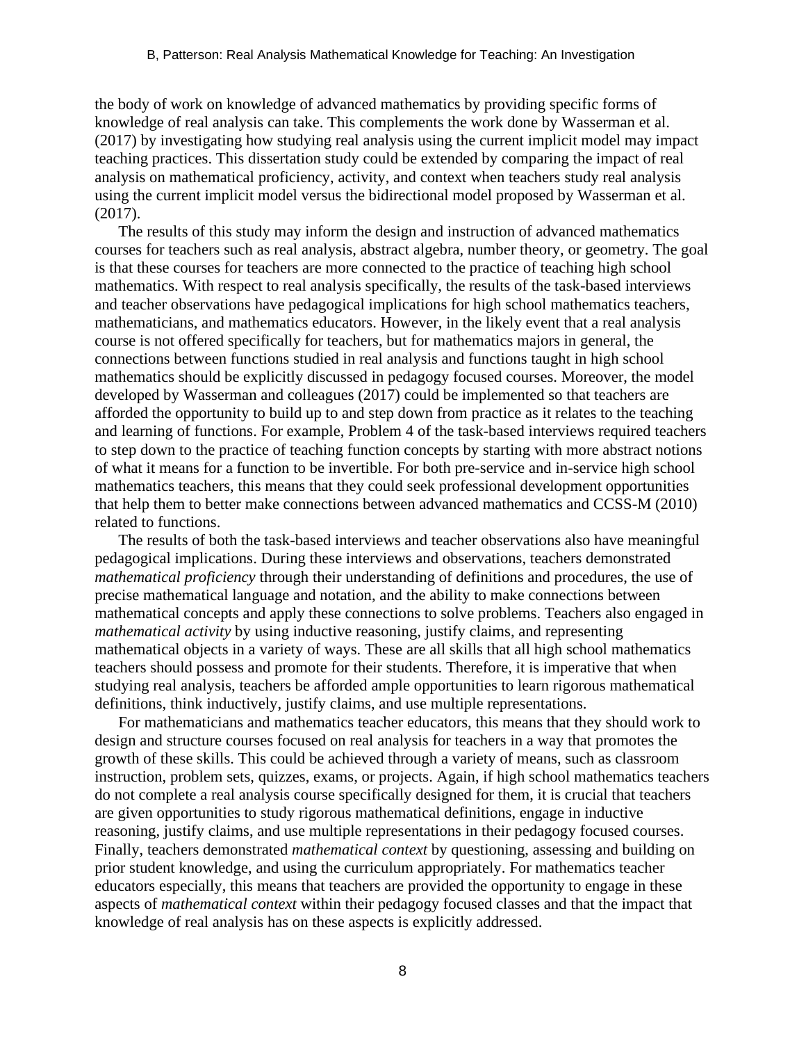the body of work on knowledge of advanced mathematics by providing specific forms of knowledge of real analysis can take. This complements the work done by Wasserman et al. (2017) by investigating how studying real analysis using the current implicit model may impact teaching practices. This dissertation study could be extended by comparing the impact of real analysis on mathematical proficiency, activity, and context when teachers study real analysis using the current implicit model versus the bidirectional model proposed by Wasserman et al. (2017).

The results of this study may inform the design and instruction of advanced mathematics courses for teachers such as real analysis, abstract algebra, number theory, or geometry. The goal is that these courses for teachers are more connected to the practice of teaching high school mathematics. With respect to real analysis specifically, the results of the task-based interviews and teacher observations have pedagogical implications for high school mathematics teachers, mathematicians, and mathematics educators. However, in the likely event that a real analysis course is not offered specifically for teachers, but for mathematics majors in general, the connections between functions studied in real analysis and functions taught in high school mathematics should be explicitly discussed in pedagogy focused courses. Moreover, the model developed by Wasserman and colleagues (2017) could be implemented so that teachers are afforded the opportunity to build up to and step down from practice as it relates to the teaching and learning of functions. For example, Problem 4 of the task-based interviews required teachers to step down to the practice of teaching function concepts by starting with more abstract notions of what it means for a function to be invertible. For both pre-service and in-service high school mathematics teachers, this means that they could seek professional development opportunities that help them to better make connections between advanced mathematics and CCSS-M (2010) related to functions.

The results of both the task-based interviews and teacher observations also have meaningful pedagogical implications. During these interviews and observations, teachers demonstrated *mathematical proficiency* through their understanding of definitions and procedures, the use of precise mathematical language and notation, and the ability to make connections between mathematical concepts and apply these connections to solve problems. Teachers also engaged in *mathematical activity* by using inductive reasoning, justify claims, and representing mathematical objects in a variety of ways. These are all skills that all high school mathematics teachers should possess and promote for their students. Therefore, it is imperative that when studying real analysis, teachers be afforded ample opportunities to learn rigorous mathematical definitions, think inductively, justify claims, and use multiple representations.

For mathematicians and mathematics teacher educators, this means that they should work to design and structure courses focused on real analysis for teachers in a way that promotes the growth of these skills. This could be achieved through a variety of means, such as classroom instruction, problem sets, quizzes, exams, or projects. Again, if high school mathematics teachers do not complete a real analysis course specifically designed for them, it is crucial that teachers are given opportunities to study rigorous mathematical definitions, engage in inductive reasoning, justify claims, and use multiple representations in their pedagogy focused courses. Finally, teachers demonstrated *mathematical context* by questioning, assessing and building on prior student knowledge, and using the curriculum appropriately. For mathematics teacher educators especially, this means that teachers are provided the opportunity to engage in these aspects of *mathematical context* within their pedagogy focused classes and that the impact that knowledge of real analysis has on these aspects is explicitly addressed.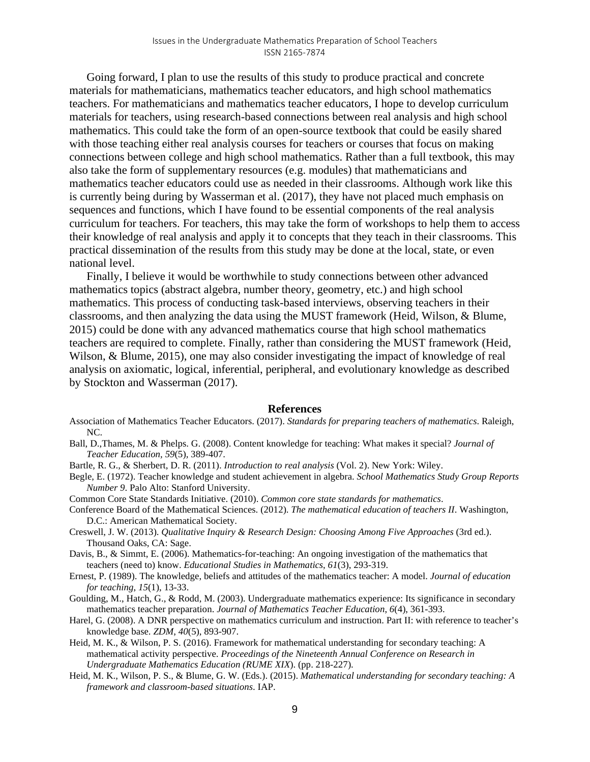Going forward, I plan to use the results of this study to produce practical and concrete materials for mathematicians, mathematics teacher educators, and high school mathematics teachers. For mathematicians and mathematics teacher educators, I hope to develop curriculum materials for teachers, using research-based connections between real analysis and high school mathematics. This could take the form of an open-source textbook that could be easily shared with those teaching either real analysis courses for teachers or courses that focus on making connections between college and high school mathematics. Rather than a full textbook, this may also take the form of supplementary resources (e.g. modules) that mathematicians and mathematics teacher educators could use as needed in their classrooms. Although work like this is currently being during by Wasserman et al. (2017), they have not placed much emphasis on sequences and functions, which I have found to be essential components of the real analysis curriculum for teachers. For teachers, this may take the form of workshops to help them to access their knowledge of real analysis and apply it to concepts that they teach in their classrooms. This practical dissemination of the results from this study may be done at the local, state, or even national level.

Finally, I believe it would be worthwhile to study connections between other advanced mathematics topics (abstract algebra, number theory, geometry, etc.) and high school mathematics. This process of conducting task-based interviews, observing teachers in their classrooms, and then analyzing the data using the MUST framework (Heid, Wilson, & Blume, 2015) could be done with any advanced mathematics course that high school mathematics teachers are required to complete. Finally, rather than considering the MUST framework (Heid, Wilson, & Blume, 2015), one may also consider investigating the impact of knowledge of real analysis on axiomatic, logical, inferential, peripheral, and evolutionary knowledge as described by Stockton and Wasserman (2017).

## References

Association of Mathematics Teacher Educators. (2017). *Standards for preparing teachers of mathematics*. Raleigh, NC.

Ball, D.,Thames, M. & Phelps. G. (2008). Content knowledge for teaching: What makes it special? *Journal of Teacher Education, 59*(5), 389-407.

Bartle, R. G., & Sherbert, D. R. (2011). *Introduction to real analysis* (Vol. 2). New York: Wiley.

Begle, E. (1972). Teacher knowledge and student achievement in algebra. *School Mathematics Study Group Reports Number 9*. Palo Alto: Stanford University.

Common Core State Standards Initiative. (2010). *Common core state standards for mathematics*.

Conference Board of the Mathematical Sciences. (2012). *The mathematical education of teachers II*. Washington, D.C.: American Mathematical Society.

Creswell, J. W. (2013). *Qualitative Inquiry & Research Design: Choosing Among Five Approaches* (3rd ed.). Thousand Oaks, CA: Sage.

Davis, B., & Simmt, E. (2006). Mathematics-for-teaching: An ongoing investigation of the mathematics that teachers (need to) know. *Educational Studies in Mathematics*, *61*(3), 293-319.

Ernest, P. (1989). The knowledge, beliefs and attitudes of the mathematics teacher: A model. *Journal of education for teaching*, *15*(1), 13-33.

Goulding, M., Hatch, G., & Rodd, M. (2003). Undergraduate mathematics experience: Its significance in secondary mathematics teacher preparation. *Journal of Mathematics Teacher Education*, *6*(4), 361-393.

Harel, G. (2008). A DNR perspective on mathematics curriculum and instruction. Part II: with reference to teacher's knowledge base. *ZDM*, *40*(5), 893-907.

Heid, M. K., & Wilson, P. S. (2016). Framework for mathematical understanding for secondary teaching: A mathematical activity perspective. *Proceedings of the Nineteenth Annual Conference on Research in Undergraduate Mathematics Education (RUME XIX*). (pp. 218-227).

Heid, M. K., Wilson, P. S., & Blume, G. W. (Eds.). (2015). *Mathematical understanding for secondary teaching: A framework and classroom-based situations*. IAP.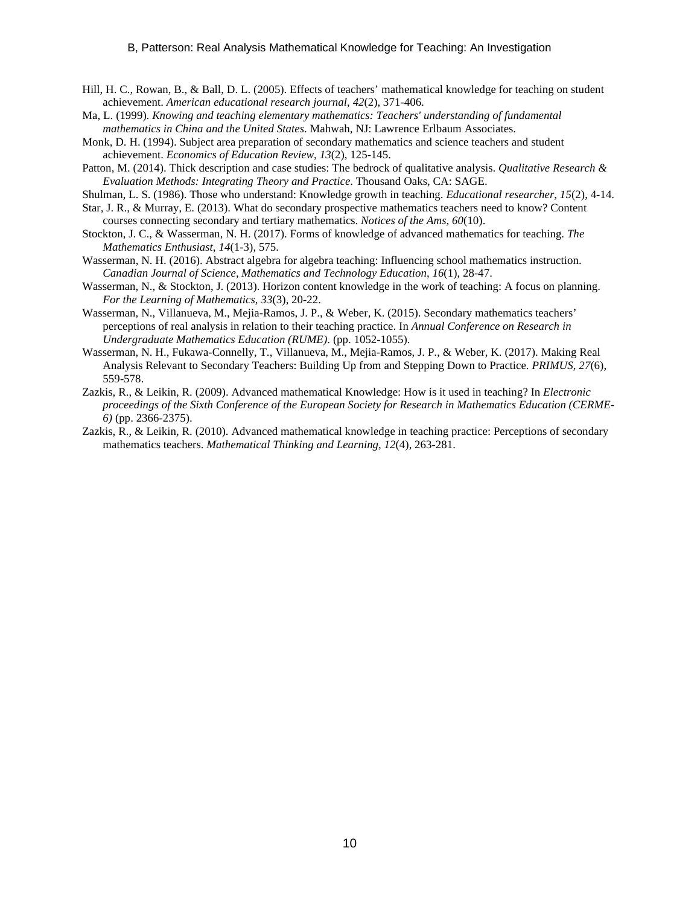Hill, H. C., Rowan, B., & Ball, D. L. (2005). Effects of teachers' mathematical knowledge for teaching on student achievement. *American educational research journal*, *42*(2), 371-406.

Ma, L. (1999). *Knowing and teaching elementary mathematics: Teachers' understanding of fundamental mathematics in China and the United States*. Mahwah, NJ: Lawrence Erlbaum Associates.

Monk, D. H. (1994). Subject area preparation of secondary mathematics and science teachers and student achievement. *Economics of Education Review*, *13*(2), 125-145.

Patton, M. (2014). Thick description and case studies: The bedrock of qualitative analysis. *Qualitative Research & Evaluation Methods: Integrating Theory and Practice*. Thousand Oaks, CA: SAGE.

Shulman, L. S. (1986). Those who understand: Knowledge growth in teaching. *Educational researcher*, *15*(2), 4-14.

Star, J. R., & Murray, E. (2013). What do secondary prospective mathematics teachers need to know? Content courses connecting secondary and tertiary mathematics. *Notices of the Ams, 60*(10).

Stockton, J. C., & Wasserman, N. H. (2017). Forms of knowledge of advanced mathematics for teaching. *The Mathematics Enthusiast*, *14*(1-3), 575.

Wasserman, N. H. (2016). Abstract algebra for algebra teaching: Influencing school mathematics instruction. *Canadian Journal of Science, Mathematics and Technology Education*, *16*(1), 28-47.

Wasserman, N., & Stockton, J. (2013). Horizon content knowledge in the work of teaching: A focus on planning. *For the Learning of Mathematics*, *33*(3), 20-22.

Wasserman, N., Villanueva, M., Mejia-Ramos, J. P., & Weber, K. (2015). Secondary mathematics teachers' perceptions of real analysis in relation to their teaching practice. In *Annual Conference on Research in Undergraduate Mathematics Education (RUME)*. (pp. 1052-1055).

Wasserman, N. H., Fukawa-Connelly, T., Villanueva, M., Mejia-Ramos, J. P., & Weber, K. (2017). Making Real Analysis Relevant to Secondary Teachers: Building Up from and Stepping Down to Practice. *PRIMUS*, *27*(6), 559-578.

Zazkis, R., & Leikin, R. (2009). Advanced mathematical Knowledge: How is it used in teaching? In *Electronic proceedings of the Sixth Conference of the European Society for Research in Mathematics Education (CERME-6)* (pp. 2366-2375).

Zazkis, R., & Leikin, R. (2010). Advanced mathematical knowledge in teaching practice: Perceptions of secondary mathematics teachers. *Mathematical Thinking and Learning*, *12*(4), 263-281.